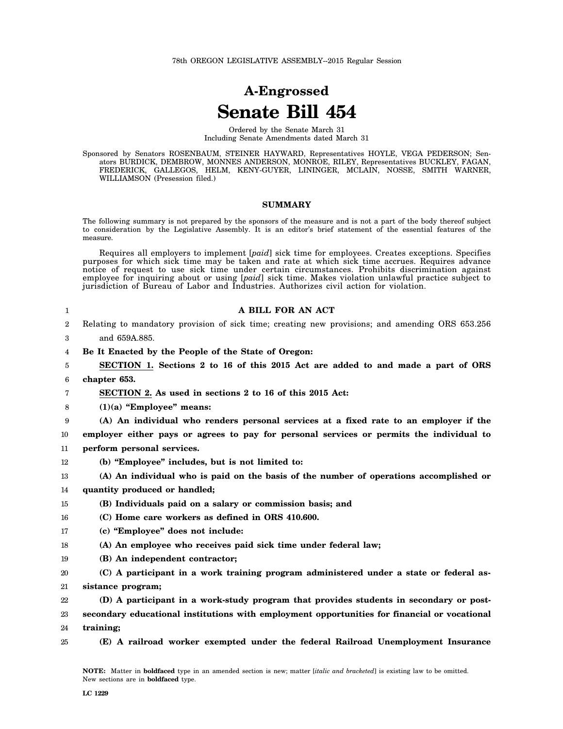78th OREGON LEGISLATIVE ASSEMBLY--2015 Regular Session

# A-Engrossed
# Senate Bill 454

Ordered by the Senate March 31
Including Senate Amendments dated March 31

Sponsored by Senators ROSENBAUM, STEINER HAYWARD, Representatives HOYLE, VEGA PEDERSON; Senators BURDICK, DEMBROW, MONNES ANDERSON, MONROE, RILEY, Representatives BUCKLEY, FAGAN, FREDERICK, GALLEGOS, HELM, KENY-GUYER, LININGER, MCLAIN, NOSSE, SMITH WARNER, WILLIAMSON (Presession filed.)

## SUMMARY

The following summary is not prepared by the sponsors of the measure and is not a part of the body thereof subject to consideration by the Legislative Assembly. It is an editor's brief statement of the essential features of the measure.

Requires all employers to implement [*paid*] sick time for employees. Creates exceptions. Specifies purposes for which sick time may be taken and rate at which sick time accrues. Requires advance notice of request to use sick time under certain circumstances. Prohibits discrimination against employee for inquiring about or using [*paid*] sick time. Makes violation unlawful practice subject to jurisdiction of Bureau of Labor and Industries. Authorizes civil action for violation.

**A BILL FOR AN ACT**

Relating to mandatory provision of sick time; creating new provisions; and amending ORS 653.256 and 659A.885.

**Be It Enacted by the People of the State of Oregon:**

**SECTION 1. Sections 2 to 16 of this 2015 Act are added to and made a part of ORS chapter 653.**

**SECTION 2. As used in sections 2 to 16 of this 2015 Act:**

**(1)(a) "Employee" means:**

**(A) An individual who renders personal services at a fixed rate to an employer if the employer either pays or agrees to pay for personal services or permits the individual to perform personal services.**

**(b) "Employee" includes, but is not limited to:**

**(A) An individual who is paid on the basis of the number of operations accomplished or quantity produced or handled;**

**(B) Individuals paid on a salary or commission basis; and**

**(C) Home care workers as defined in ORS 410.600.**

**(c) "Employee" does not include:**

**(A) An employee who receives paid sick time under federal law;**

**(B) An independent contractor;**

**(C) A participant in a work training program administered under a state or federal assistance program;**

**(D) A participant in a work-study program that provides students in secondary or post-secondary educational institutions with employment opportunities for financial or vocational training;**

**(E) A railroad worker exempted under the federal Railroad Unemployment Insurance**

NOTE: Matter in **boldfaced** type in an amended section is new; matter [*italic and bracketed*] is existing law to be omitted. New sections are in **boldfaced** type.

LC 1229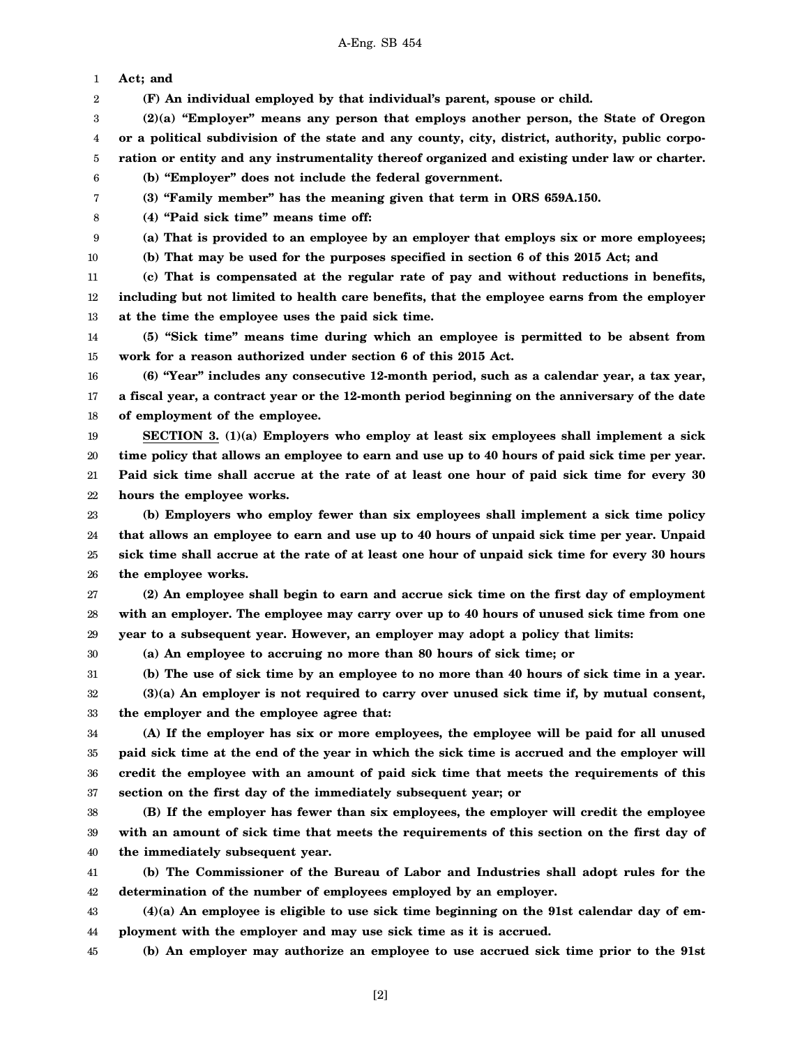**Act; and**

**(F) An individual employed by that individual's parent, spouse or child.**

**(2)(a) "Employer" means any person that employs another person, the State of Oregon or a political subdivision of the state and any county, city, district, authority, public corporation or entity and any instrumentality thereof organized and existing under law or charter.**

**(b) "Employer" does not include the federal government.**

**(3) "Family member" has the meaning given that term in ORS 659A.150.**

**(4) "Paid sick time" means time off:**

**(a) That is provided to an employee by an employer that employs six or more employees;**

**(b) That may be used for the purposes specified in section 6 of this 2015 Act; and**

**(c) That is compensated at the regular rate of pay and without reductions in benefits, including but not limited to health care benefits, that the employee earns from the employer at the time the employee uses the paid sick time.**

**(5) "Sick time" means time during which an employee is permitted to be absent from work for a reason authorized under section 6 of this 2015 Act.**

**(6) "Year" includes any consecutive 12-month period, such as a calendar year, a tax year, a fiscal year, a contract year or the 12-month period beginning on the anniversary of the date of employment of the employee.**

**SECTION 3. (1)(a) Employers who employ at least six employees shall implement a sick time policy that allows an employee to earn and use up to 40 hours of paid sick time per year. Paid sick time shall accrue at the rate of at least one hour of paid sick time for every 30 hours the employee works.**

**(b) Employers who employ fewer than six employees shall implement a sick time policy that allows an employee to earn and use up to 40 hours of unpaid sick time per year. Unpaid sick time shall accrue at the rate of at least one hour of unpaid sick time for every 30 hours the employee works.**

**(2) An employee shall begin to earn and accrue sick time on the first day of employment with an employer. The employee may carry over up to 40 hours of unused sick time from one year to a subsequent year. However, an employer may adopt a policy that limits:**

**(a) An employee to accruing no more than 80 hours of sick time; or**

**(b) The use of sick time by an employee to no more than 40 hours of sick time in a year.**

**(3)(a) An employer is not required to carry over unused sick time if, by mutual consent, the employer and the employee agree that:**

**(A) If the employer has six or more employees, the employee will be paid for all unused paid sick time at the end of the year in which the sick time is accrued and the employer will credit the employee with an amount of paid sick time that meets the requirements of this section on the first day of the immediately subsequent year; or**

**(B) If the employer has fewer than six employees, the employer will credit the employee with an amount of sick time that meets the requirements of this section on the first day of the immediately subsequent year.**

**(b) The Commissioner of the Bureau of Labor and Industries shall adopt rules for the determination of the number of employees employed by an employer.**

**(4)(a) An employee is eligible to use sick time beginning on the 91st calendar day of employment with the employer and may use sick time as it is accrued.**

**(b) An employer may authorize an employee to use accrued sick time prior to the 91st**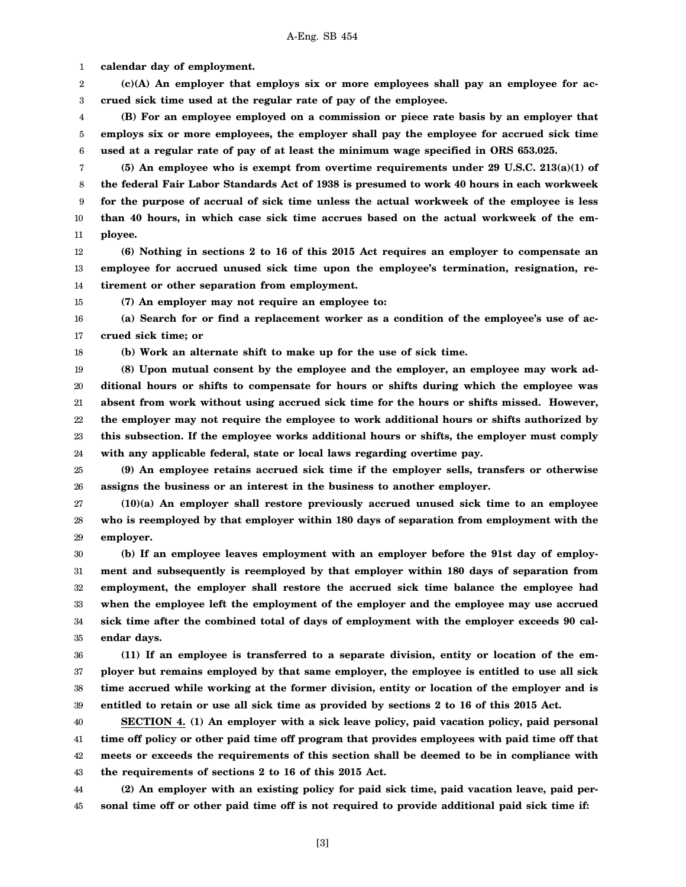**calendar day of employment.**

**(c)(A) An employer that employs six or more employees shall pay an employee for accrued sick time used at the regular rate of pay of the employee.**

**(B) For an employee employed on a commission or piece rate basis by an employer that employs six or more employees, the employer shall pay the employee for accrued sick time used at a regular rate of pay of at least the minimum wage specified in ORS 653.025.**

**(5) An employee who is exempt from overtime requirements under 29 U.S.C. 213(a)(1) of the federal Fair Labor Standards Act of 1938 is presumed to work 40 hours in each workweek for the purpose of accrual of sick time unless the actual workweek of the employee is less than 40 hours, in which case sick time accrues based on the actual workweek of the employee.**

**(6) Nothing in sections 2 to 16 of this 2015 Act requires an employer to compensate an employee for accrued unused sick time upon the employee's termination, resignation, retirement or other separation from employment.**

**(7) An employer may not require an employee to:**

**(a) Search for or find a replacement worker as a condition of the employee's use of accrued sick time; or**

**(b) Work an alternate shift to make up for the use of sick time.**

**(8) Upon mutual consent by the employee and the employer, an employee may work additional hours or shifts to compensate for hours or shifts during which the employee was absent from work without using accrued sick time for the hours or shifts missed. However, the employer may not require the employee to work additional hours or shifts authorized by this subsection. If the employee works additional hours or shifts, the employer must comply with any applicable federal, state or local laws regarding overtime pay.**

**(9) An employee retains accrued sick time if the employer sells, transfers or otherwise assigns the business or an interest in the business to another employer.**

**(10)(a) An employer shall restore previously accrued unused sick time to an employee who is reemployed by that employer within 180 days of separation from employment with the employer.**

**(b) If an employee leaves employment with an employer before the 91st day of employment and subsequently is reemployed by that employer within 180 days of separation from employment, the employer shall restore the accrued sick time balance the employee had when the employee left the employment of the employer and the employee may use accrued sick time after the combined total of days of employment with the employer exceeds 90 calendar days.**

**(11) If an employee is transferred to a separate division, entity or location of the employer but remains employed by that same employer, the employee is entitled to use all sick time accrued while working at the former division, entity or location of the employer and is entitled to retain or use all sick time as provided by sections 2 to 16 of this 2015 Act.**

**SECTION 4. (1) An employer with a sick leave policy, paid vacation policy, paid personal time off policy or other paid time off program that provides employees with paid time off that meets or exceeds the requirements of this section shall be deemed to be in compliance with the requirements of sections 2 to 16 of this 2015 Act.**

**(2) An employer with an existing policy for paid sick time, paid vacation leave, paid personal time off or other paid time off is not required to provide additional paid sick time if:**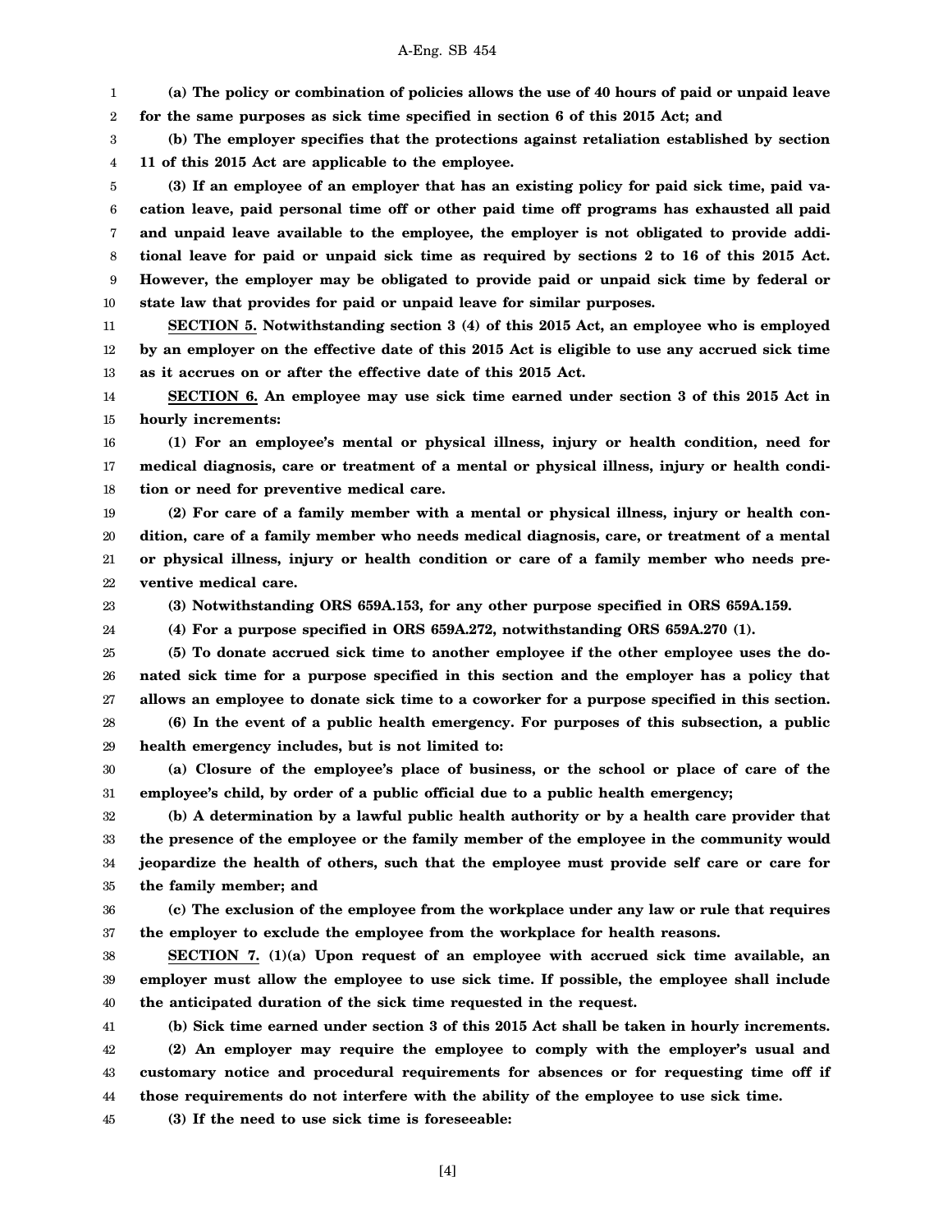**(a) The policy or combination of policies allows the use of 40 hours of paid or unpaid leave for the same purposes as sick time specified in section 6 of this 2015 Act; and**

**(b) The employer specifies that the protections against retaliation established by section 11 of this 2015 Act are applicable to the employee.**

**(3) If an employee of an employer that has an existing policy for paid sick time, paid vacation leave, paid personal time off or other paid time off programs has exhausted all paid and unpaid leave available to the employee, the employer is not obligated to provide additional leave for paid or unpaid sick time as required by sections 2 to 16 of this 2015 Act. However, the employer may be obligated to provide paid or unpaid sick time by federal or state law that provides for paid or unpaid leave for similar purposes.**

**SECTION 5. Notwithstanding section 3 (4) of this 2015 Act, an employee who is employed by an employer on the effective date of this 2015 Act is eligible to use any accrued sick time as it accrues on or after the effective date of this 2015 Act.**

**SECTION 6. An employee may use sick time earned under section 3 of this 2015 Act in hourly increments:**

**(1) For an employee's mental or physical illness, injury or health condition, need for medical diagnosis, care or treatment of a mental or physical illness, injury or health condition or need for preventive medical care.**

**(2) For care of a family member with a mental or physical illness, injury or health condition, care of a family member who needs medical diagnosis, care, or treatment of a mental or physical illness, injury or health condition or care of a family member who needs preventive medical care.**

**(3) Notwithstanding ORS 659A.153, for any other purpose specified in ORS 659A.159.**

**(4) For a purpose specified in ORS 659A.272, notwithstanding ORS 659A.270 (1).**

**(5) To donate accrued sick time to another employee if the other employee uses the donated sick time for a purpose specified in this section and the employer has a policy that allows an employee to donate sick time to a coworker for a purpose specified in this section.**

**(6) In the event of a public health emergency. For purposes of this subsection, a public health emergency includes, but is not limited to:**

**(a) Closure of the employee's place of business, or the school or place of care of the employee's child, by order of a public official due to a public health emergency;**

**(b) A determination by a lawful public health authority or by a health care provider that the presence of the employee or the family member of the employee in the community would jeopardize the health of others, such that the employee must provide self care or care for the family member; and**

**(c) The exclusion of the employee from the workplace under any law or rule that requires the employer to exclude the employee from the workplace for health reasons.**

**SECTION 7. (1)(a) Upon request of an employee with accrued sick time available, an employer must allow the employee to use sick time. If possible, the employee shall include the anticipated duration of the sick time requested in the request.**

**(b) Sick time earned under section 3 of this 2015 Act shall be taken in hourly increments.**

**(2) An employer may require the employee to comply with the employer's usual and customary notice and procedural requirements for absences or for requesting time off if those requirements do not interfere with the ability of the employee to use sick time.**

**(3) If the need to use sick time is foreseeable:**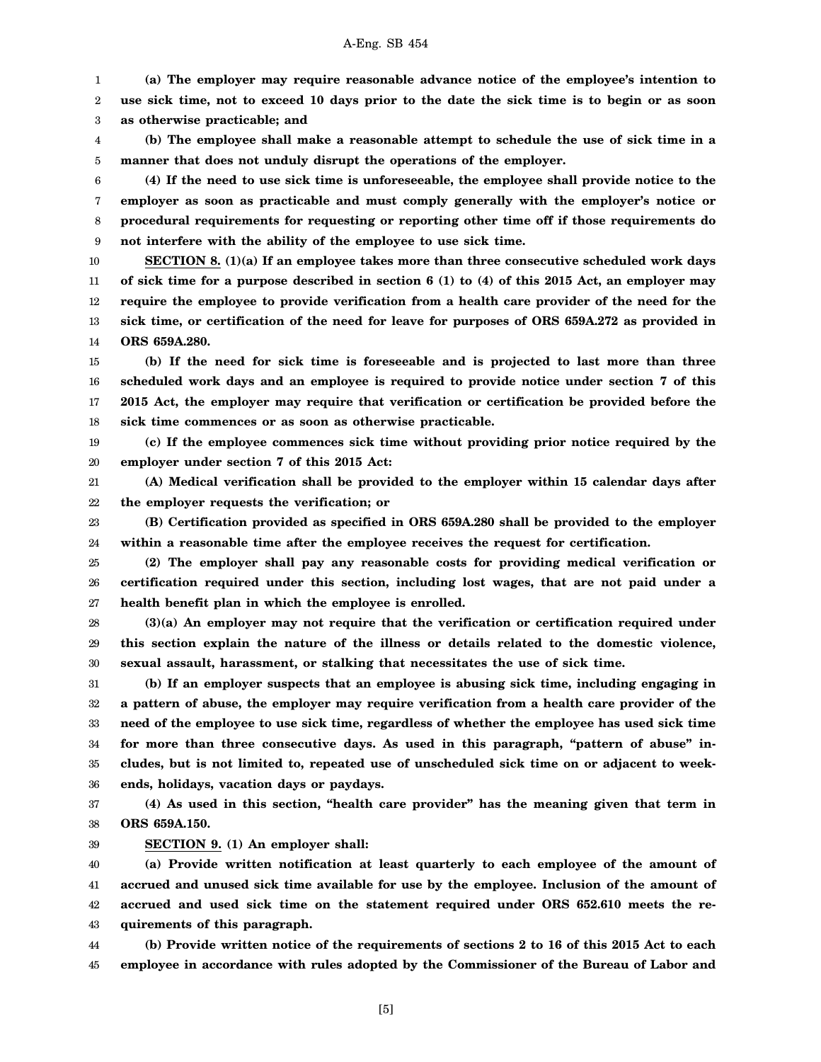**(a) The employer may require reasonable advance notice of the employee's intention to use sick time, not to exceed 10 days prior to the date the sick time is to begin or as soon as otherwise practicable; and**

**(b) The employee shall make a reasonable attempt to schedule the use of sick time in a manner that does not unduly disrupt the operations of the employer.**

**(4) If the need to use sick time is unforeseeable, the employee shall provide notice to the employer as soon as practicable and must comply generally with the employer's notice or procedural requirements for requesting or reporting other time off if those requirements do not interfere with the ability of the employee to use sick time.**

**SECTION 8. (1)(a) If an employee takes more than three consecutive scheduled work days of sick time for a purpose described in section 6 (1) to (4) of this 2015 Act, an employer may require the employee to provide verification from a health care provider of the need for the sick time, or certification of the need for leave for purposes of ORS 659A.272 as provided in ORS 659A.280.**

**(b) If the need for sick time is foreseeable and is projected to last more than three scheduled work days and an employee is required to provide notice under section 7 of this 2015 Act, the employer may require that verification or certification be provided before the sick time commences or as soon as otherwise practicable.**

**(c) If the employee commences sick time without providing prior notice required by the employer under section 7 of this 2015 Act:**

**(A) Medical verification shall be provided to the employer within 15 calendar days after the employer requests the verification; or**

**(B) Certification provided as specified in ORS 659A.280 shall be provided to the employer within a reasonable time after the employee receives the request for certification.**

**(2) The employer shall pay any reasonable costs for providing medical verification or certification required under this section, including lost wages, that are not paid under a health benefit plan in which the employee is enrolled.**

**(3)(a) An employer may not require that the verification or certification required under this section explain the nature of the illness or details related to the domestic violence, sexual assault, harassment, or stalking that necessitates the use of sick time.**

**(b) If an employer suspects that an employee is abusing sick time, including engaging in a pattern of abuse, the employer may require verification from a health care provider of the need of the employee to use sick time, regardless of whether the employee has used sick time for more than three consecutive days. As used in this paragraph, "pattern of abuse" includes, but is not limited to, repeated use of unscheduled sick time on or adjacent to weekends, holidays, vacation days or paydays.**

**(4) As used in this section, "health care provider" has the meaning given that term in ORS 659A.150.**

**SECTION 9. (1) An employer shall:**

**(a) Provide written notification at least quarterly to each employee of the amount of accrued and unused sick time available for use by the employee. Inclusion of the amount of accrued and used sick time on the statement required under ORS 652.610 meets the requirements of this paragraph.**

**(b) Provide written notice of the requirements of sections 2 to 16 of this 2015 Act to each employee in accordance with rules adopted by the Commissioner of the Bureau of Labor and**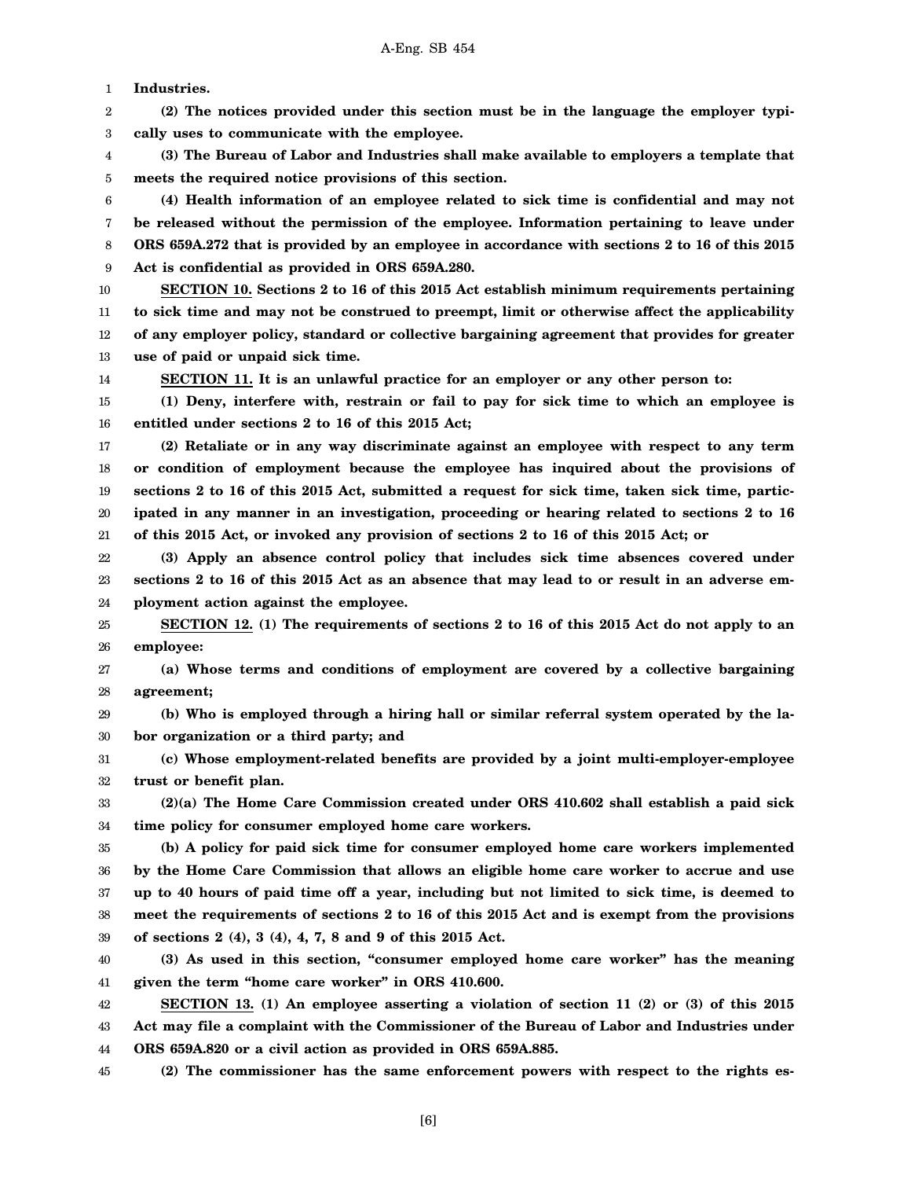**Industries.**

**(2) The notices provided under this section must be in the language the employer typically uses to communicate with the employee.**

**(3) The Bureau of Labor and Industries shall make available to employers a template that meets the required notice provisions of this section.**

**(4) Health information of an employee related to sick time is confidential and may not be released without the permission of the employee. Information pertaining to leave under ORS 659A.272 that is provided by an employee in accordance with sections 2 to 16 of this 2015 Act is confidential as provided in ORS 659A.280.**

**SECTION 10. Sections 2 to 16 of this 2015 Act establish minimum requirements pertaining to sick time and may not be construed to preempt, limit or otherwise affect the applicability of any employer policy, standard or collective bargaining agreement that provides for greater use of paid or unpaid sick time.**

**SECTION 11. It is an unlawful practice for an employer or any other person to:**

**(1) Deny, interfere with, restrain or fail to pay for sick time to which an employee is entitled under sections 2 to 16 of this 2015 Act;**

**(2) Retaliate or in any way discriminate against an employee with respect to any term or condition of employment because the employee has inquired about the provisions of sections 2 to 16 of this 2015 Act, submitted a request for sick time, taken sick time, participated in any manner in an investigation, proceeding or hearing related to sections 2 to 16 of this 2015 Act, or invoked any provision of sections 2 to 16 of this 2015 Act; or**

**(3) Apply an absence control policy that includes sick time absences covered under sections 2 to 16 of this 2015 Act as an absence that may lead to or result in an adverse employment action against the employee.**

**SECTION 12. (1) The requirements of sections 2 to 16 of this 2015 Act do not apply to an employee:**

**(a) Whose terms and conditions of employment are covered by a collective bargaining agreement;**

**(b) Who is employed through a hiring hall or similar referral system operated by the labor organization or a third party; and**

**(c) Whose employment-related benefits are provided by a joint multi-employer-employee trust or benefit plan.**

**(2)(a) The Home Care Commission created under ORS 410.602 shall establish a paid sick time policy for consumer employed home care workers.**

**(b) A policy for paid sick time for consumer employed home care workers implemented by the Home Care Commission that allows an eligible home care worker to accrue and use up to 40 hours of paid time off a year, including but not limited to sick time, is deemed to meet the requirements of sections 2 to 16 of this 2015 Act and is exempt from the provisions of sections 2 (4), 3 (4), 4, 7, 8 and 9 of this 2015 Act.**

**(3) As used in this section, "consumer employed home care worker" has the meaning given the term "home care worker" in ORS 410.600.**

**SECTION 13. (1) An employee asserting a violation of section 11 (2) or (3) of this 2015 Act may file a complaint with the Commissioner of the Bureau of Labor and Industries under ORS 659A.820 or a civil action as provided in ORS 659A.885.**

**(2) The commissioner has the same enforcement powers with respect to the rights es-**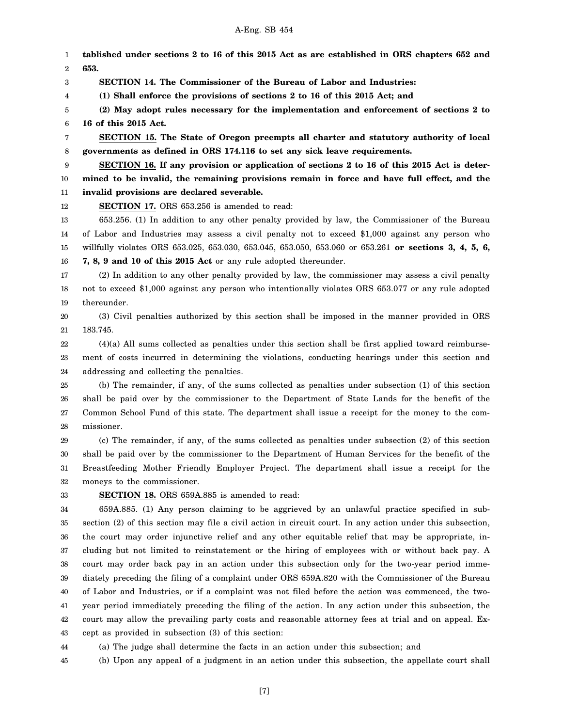**tablished under sections 2 to 16 of this 2015 Act as are established in ORS chapters 652 and 653.**

**SECTION 14. The Commissioner of the Bureau of Labor and Industries:**

**(1) Shall enforce the provisions of sections 2 to 16 of this 2015 Act; and**

**(2) May adopt rules necessary for the implementation and enforcement of sections 2 to 16 of this 2015 Act.**

**SECTION 15. The State of Oregon preempts all charter and statutory authority of local governments as defined in ORS 174.116 to set any sick leave requirements.**

**SECTION 16. If any provision or application of sections 2 to 16 of this 2015 Act is determined to be invalid, the remaining provisions remain in force and have full effect, and the invalid provisions are declared severable.**

**SECTION 17.** ORS 653.256 is amended to read:

653.256. (1) In addition to any other penalty provided by law, the Commissioner of the Bureau of Labor and Industries may assess a civil penalty not to exceed $1,000 against any person who willfully violates ORS 653.025, 653.030, 653.045, 653.050, 653.060 or 653.261 **or sections 3, 4, 5, 6, 7, 8, 9 and 10 of this 2015 Act** or any rule adopted thereunder.

(2) In addition to any other penalty provided by law, the commissioner may assess a civil penalty not to exceed $1,000 against any person who intentionally violates ORS 653.077 or any rule adopted thereunder.

(3) Civil penalties authorized by this section shall be imposed in the manner provided in ORS 183.745.

(4)(a) All sums collected as penalties under this section shall be first applied toward reimbursement of costs incurred in determining the violations, conducting hearings under this section and addressing and collecting the penalties.

(b) The remainder, if any, of the sums collected as penalties under subsection (1) of this section shall be paid over by the commissioner to the Department of State Lands for the benefit of the Common School Fund of this state. The department shall issue a receipt for the money to the commissioner.

(c) The remainder, if any, of the sums collected as penalties under subsection (2) of this section shall be paid over by the commissioner to the Department of Human Services for the benefit of the Breastfeeding Mother Friendly Employer Project. The department shall issue a receipt for the moneys to the commissioner.

**SECTION 18.** ORS 659A.885 is amended to read:

659A.885. (1) Any person claiming to be aggrieved by an unlawful practice specified in subsection (2) of this section may file a civil action in circuit court. In any action under this subsection, the court may order injunctive relief and any other equitable relief that may be appropriate, including but not limited to reinstatement or the hiring of employees with or without back pay. A court may order back pay in an action under this subsection only for the two-year period immediately preceding the filing of a complaint under ORS 659A.820 with the Commissioner of the Bureau of Labor and Industries, or if a complaint was not filed before the action was commenced, the two-year period immediately preceding the filing of the action. In any action under this subsection, the court may allow the prevailing party costs and reasonable attorney fees at trial and on appeal. Except as provided in subsection (3) of this section:

(a) The judge shall determine the facts in an action under this subsection; and

(b) Upon any appeal of a judgment in an action under this subsection, the appellate court shall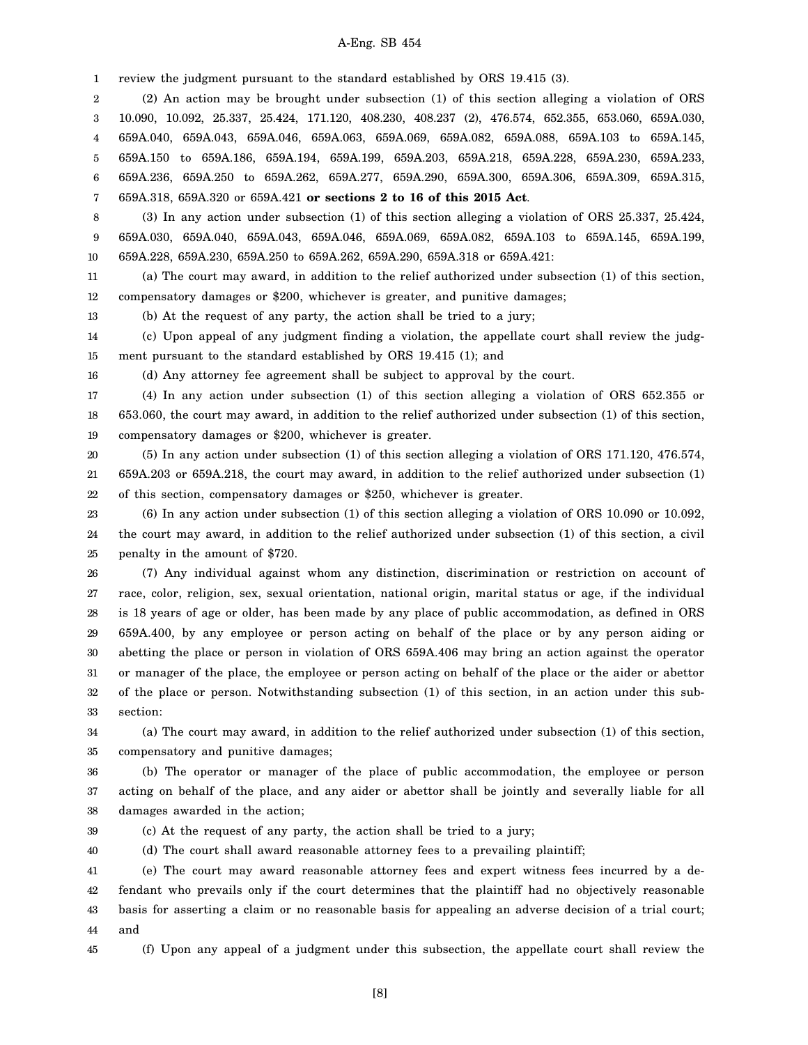review the judgment pursuant to the standard established by ORS 19.415 (3).

(2) An action may be brought under subsection (1) of this section alleging a violation of ORS 10.090, 10.092, 25.337, 25.424, 171.120, 408.230, 408.237 (2), 476.574, 652.355, 653.060, 659A.030, 659A.040, 659A.043, 659A.046, 659A.063, 659A.069, 659A.082, 659A.088, 659A.103 to 659A.145, 659A.150 to 659A.186, 659A.194, 659A.199, 659A.203, 659A.218, 659A.228, 659A.230, 659A.233, 659A.236, 659A.250 to 659A.262, 659A.277, 659A.290, 659A.300, 659A.306, 659A.309, 659A.315, 659A.318, 659A.320 or 659A.421 **or sections 2 to 16 of this 2015 Act**.

(3) In any action under subsection (1) of this section alleging a violation of ORS 25.337, 25.424, 659A.030, 659A.040, 659A.043, 659A.046, 659A.069, 659A.082, 659A.103 to 659A.145, 659A.199, 659A.228, 659A.230, 659A.250 to 659A.262, 659A.290, 659A.318 or 659A.421:

(a) The court may award, in addition to the relief authorized under subsection (1) of this section, compensatory damages or $200, whichever is greater, and punitive damages;

(b) At the request of any party, the action shall be tried to a jury;

(c) Upon appeal of any judgment finding a violation, the appellate court shall review the judgment pursuant to the standard established by ORS 19.415 (1); and

(d) Any attorney fee agreement shall be subject to approval by the court.

(4) In any action under subsection (1) of this section alleging a violation of ORS 652.355 or 653.060, the court may award, in addition to the relief authorized under subsection (1) of this section, compensatory damages or $200, whichever is greater.

(5) In any action under subsection (1) of this section alleging a violation of ORS 171.120, 476.574, 659A.203 or 659A.218, the court may award, in addition to the relief authorized under subsection (1) of this section, compensatory damages or $250, whichever is greater.

(6) In any action under subsection (1) of this section alleging a violation of ORS 10.090 or 10.092, the court may award, in addition to the relief authorized under subsection (1) of this section, a civil penalty in the amount of $720.

(7) Any individual against whom any distinction, discrimination or restriction on account of race, color, religion, sex, sexual orientation, national origin, marital status or age, if the individual is 18 years of age or older, has been made by any place of public accommodation, as defined in ORS 659A.400, by any employee or person acting on behalf of the place or by any person aiding or abetting the place or person in violation of ORS 659A.406 may bring an action against the operator or manager of the place, the employee or person acting on behalf of the place or the aider or abettor of the place or person. Notwithstanding subsection (1) of this section, in an action under this subsection:

(a) The court may award, in addition to the relief authorized under subsection (1) of this section, compensatory and punitive damages;

(b) The operator or manager of the place of public accommodation, the employee or person acting on behalf of the place, and any aider or abettor shall be jointly and severally liable for all damages awarded in the action;

(c) At the request of any party, the action shall be tried to a jury;

(d) The court shall award reasonable attorney fees to a prevailing plaintiff;

(e) The court may award reasonable attorney fees and expert witness fees incurred by a defendant who prevails only if the court determines that the plaintiff had no objectively reasonable basis for asserting a claim or no reasonable basis for appealing an adverse decision of a trial court; and

(f) Upon any appeal of a judgment under this subsection, the appellate court shall review the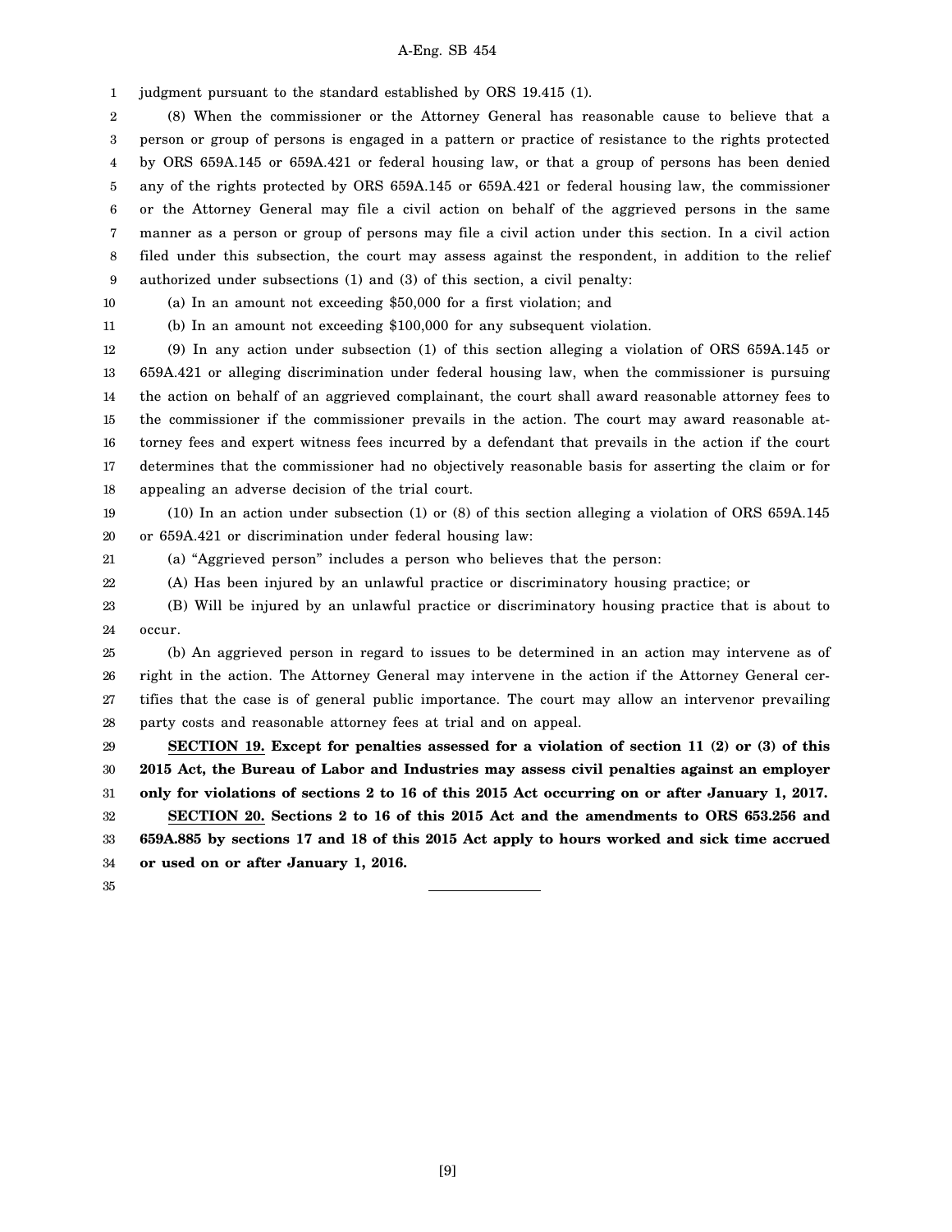judgment pursuant to the standard established by ORS 19.415 (1).

(8) When the commissioner or the Attorney General has reasonable cause to believe that a person or group of persons is engaged in a pattern or practice of resistance to the rights protected by ORS 659A.145 or 659A.421 or federal housing law, or that a group of persons has been denied any of the rights protected by ORS 659A.145 or 659A.421 or federal housing law, the commissioner or the Attorney General may file a civil action on behalf of the aggrieved persons in the same manner as a person or group of persons may file a civil action under this section. In a civil action filed under this subsection, the court may assess against the respondent, in addition to the relief authorized under subsections (1) and (3) of this section, a civil penalty:

(a) In an amount not exceeding $50,000 for a first violation; and

(b) In an amount not exceeding $100,000 for any subsequent violation.

(9) In any action under subsection (1) of this section alleging a violation of ORS 659A.145 or 659A.421 or alleging discrimination under federal housing law, when the commissioner is pursuing the action on behalf of an aggrieved complainant, the court shall award reasonable attorney fees to the commissioner if the commissioner prevails in the action. The court may award reasonable attorney fees and expert witness fees incurred by a defendant that prevails in the action if the court determines that the commissioner had no objectively reasonable basis for asserting the claim or for appealing an adverse decision of the trial court.

(10) In an action under subsection (1) or (8) of this section alleging a violation of ORS 659A.145 or 659A.421 or discrimination under federal housing law:

(a) "Aggrieved person" includes a person who believes that the person:

(A) Has been injured by an unlawful practice or discriminatory housing practice; or

(B) Will be injured by an unlawful practice or discriminatory housing practice that is about to occur.

(b) An aggrieved person in regard to issues to be determined in an action may intervene as of right in the action. The Attorney General may intervene in the action if the Attorney General certifies that the case is of general public importance. The court may allow an intervenor prevailing party costs and reasonable attorney fees at trial and on appeal.

**SECTION 19. Except for penalties assessed for a violation of section 11 (2) or (3) of this 2015 Act, the Bureau of Labor and Industries may assess civil penalties against an employer only for violations of sections 2 to 16 of this 2015 Act occurring on or after January 1, 2017.**

**SECTION 20. Sections 2 to 16 of this 2015 Act and the amendments to ORS 653.256 and 659A.885 by sections 17 and 18 of this 2015 Act apply to hours worked and sick time accrued or used on or after January 1, 2016.**